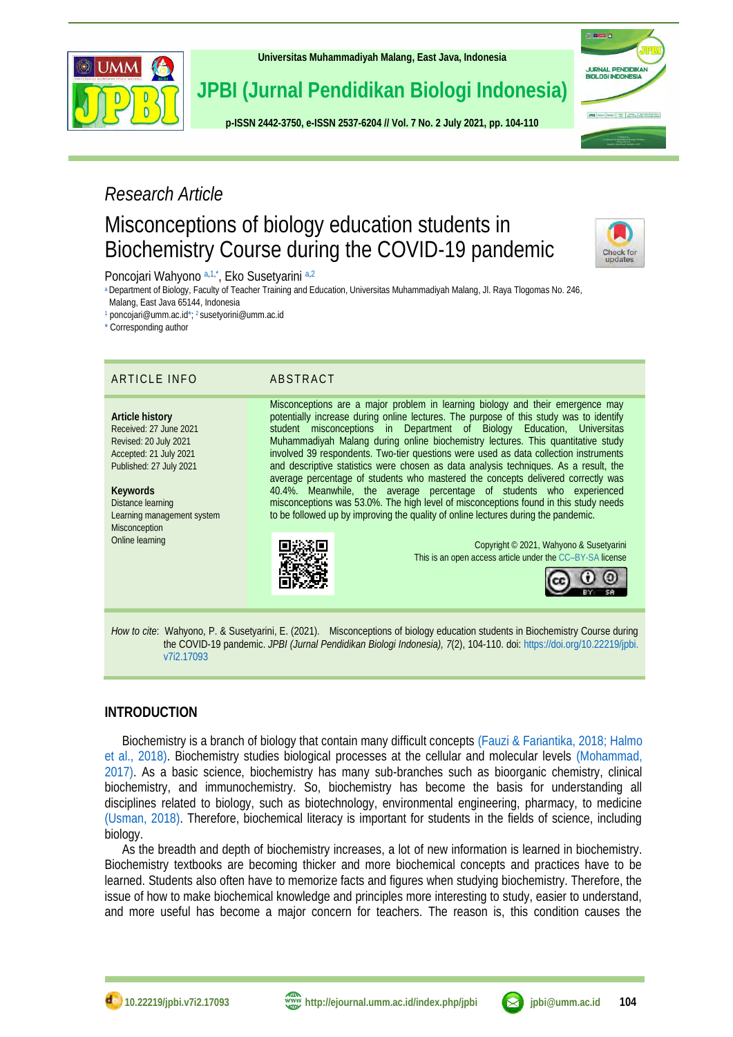Research Article

# Misconceptions of biology education students in Biochemistry Course during the COVID-19 pandemic

Poncojari Wahyono [a,1,*], Eko Susetyarini [a,2]

[a] Department of Biology, Faculty of Teacher Training and Education, Universitas Muhammadiyah Malang, Jl. Raya Tlogomas No. 246, Malang, East Java 65144, Indonesia

[1] poncojari@umm.ac.id*; [2] susetyorini@umm.ac.id

* Corresponding author

## ARTICLE INFO

**Article history**
Received: 27 June 2021
Revised: 20 July 2021
Accepted: 21 July 2021
Published: 27 July 2021

**Keywords**
Distance learning
Learning management system
Misconception
Online learning

## ABSTRACT

Misconceptions are a major problem in learning biology and their emergence may potentially increase during online lectures. The purpose of this study was to identify student misconceptions in Department of Biology Education, Universitas Muhammadiyah Malang during online biochemistry lectures. This quantitative study involved 39 respondents. Two-tier questions were used as data collection instruments and descriptive statistics were chosen as data analysis techniques. As a result, the average percentage of students who mastered the concepts delivered correctly was 40.4%. Meanwhile, the average percentage of students who experienced misconceptions was 53.0%. The high level of misconceptions found in this study needs to be followed up by improving the quality of online lectures during the pandemic.

Copyright © 2021, Wahyono & Susetyarini
This is an open access article under the CC–BY-SA license

*How to cite*: Wahyono, P. & Susetyarini, E. (2021). Misconceptions of biology education students in Biochemistry Course during the COVID-19 pandemic. *JPBI (Jurnal Pendidikan Biologi Indonesia), 7*(2), 104-110. doi: https://doi.org/10.22219/jpbi.v7i2.17093

## INTRODUCTION

Biochemistry is a branch of biology that contain many difficult concepts (Fauzi & Fariantika, 2018; Halmo et al., 2018). Biochemistry studies biological processes at the cellular and molecular levels (Mohammad, 2017). As a basic science, biochemistry has many sub-branches such as bioorganic chemistry, clinical biochemistry, and immunochemistry. So, biochemistry has become the basis for understanding all disciplines related to biology, such as biotechnology, environmental engineering, pharmacy, to medicine (Usman, 2018). Therefore, biochemical literacy is important for students in the fields of science, including biology.

As the breadth and depth of biochemistry increases, a lot of new information is learned in biochemistry. Biochemistry textbooks are becoming thicker and more biochemical concepts and practices have to be learned. Students also often have to memorize facts and figures when studying biochemistry. Therefore, the issue of how to make biochemical knowledge and principles more interesting to study, easier to understand, and more useful has become a major concern for teachers. The reason is, this condition causes the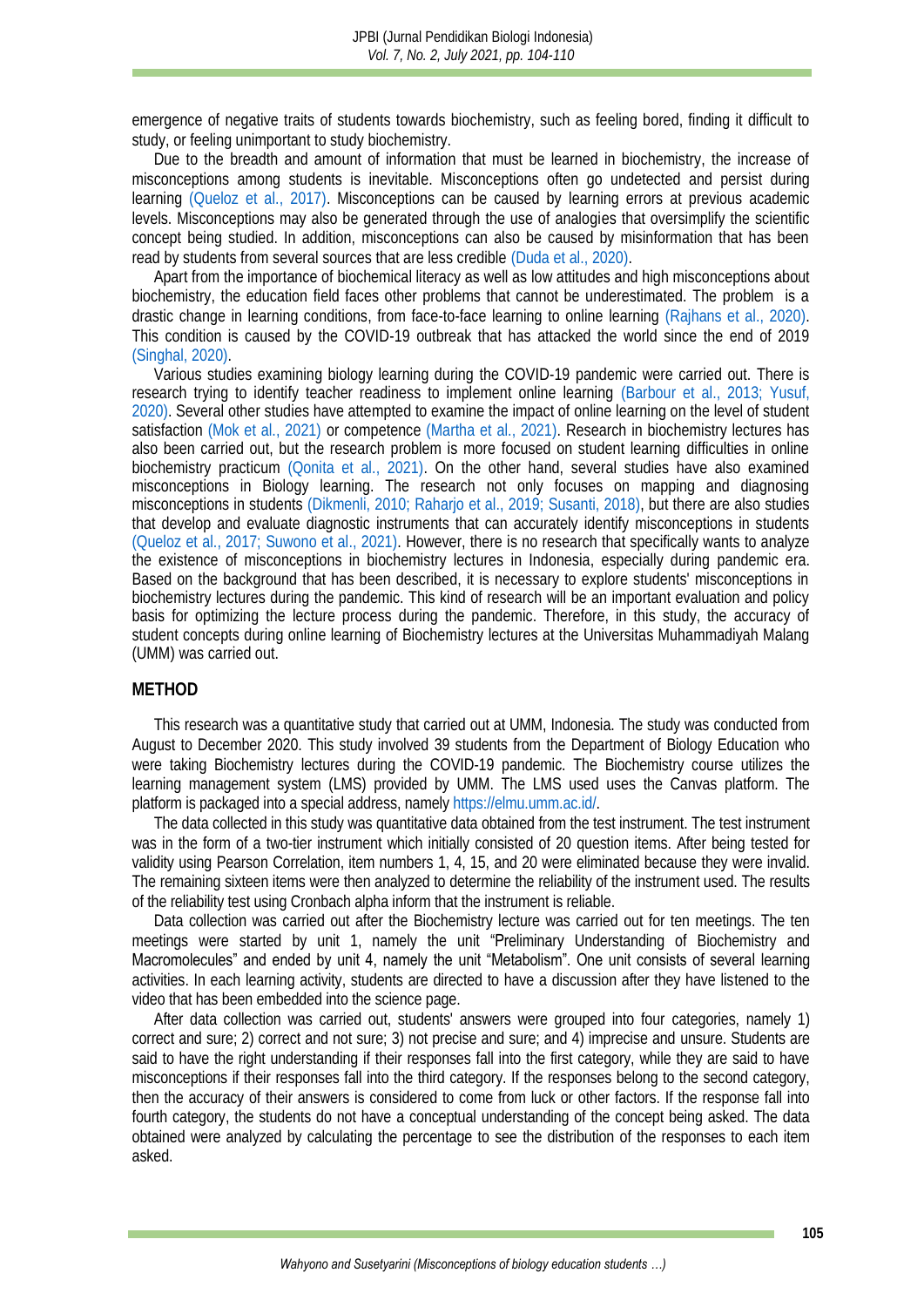emergence of negative traits of students towards biochemistry, such as feeling bored, finding it difficult to study, or feeling unimportant to study biochemistry.

Due to the breadth and amount of information that must be learned in biochemistry, the increase of misconceptions among students is inevitable. Misconceptions often go undetected and persist during learning (Queloz et al., 2017). Misconceptions can be caused by learning errors at previous academic levels. Misconceptions may also be generated through the use of analogies that oversimplify the scientific concept being studied. In addition, misconceptions can also be caused by misinformation that has been read by students from several sources that are less credible (Duda et al., 2020).

Apart from the importance of biochemical literacy as well as low attitudes and high misconceptions about biochemistry, the education field faces other problems that cannot be underestimated. The problem is a drastic change in learning conditions, from face-to-face learning to online learning (Rajhans et al., 2020). This condition is caused by the COVID-19 outbreak that has attacked the world since the end of 2019 (Singhal, 2020).

Various studies examining biology learning during the COVID-19 pandemic were carried out. There is research trying to identify teacher readiness to implement online learning (Barbour et al., 2013; Yusuf, 2020). Several other studies have attempted to examine the impact of online learning on the level of student satisfaction (Mok et al., 2021) or competence (Martha et al., 2021). Research in biochemistry lectures has also been carried out, but the research problem is more focused on student learning difficulties in online biochemistry practicum (Qonita et al., 2021). On the other hand, several studies have also examined misconceptions in Biology learning. The research not only focuses on mapping and diagnosing misconceptions in students (Dikmenli, 2010; Raharjo et al., 2019; Susanti, 2018), but there are also studies that develop and evaluate diagnostic instruments that can accurately identify misconceptions in students (Queloz et al., 2017; Suwono et al., 2021). However, there is no research that specifically wants to analyze the existence of misconceptions in biochemistry lectures in Indonesia, especially during pandemic era. Based on the background that has been described, it is necessary to explore students' misconceptions in biochemistry lectures during the pandemic. This kind of research will be an important evaluation and policy basis for optimizing the lecture process during the pandemic. Therefore, in this study, the accuracy of student concepts during online learning of Biochemistry lectures at the Universitas Muhammadiyah Malang (UMM) was carried out.

## METHOD

This research was a quantitative study that carried out at UMM, Indonesia. The study was conducted from August to December 2020. This study involved 39 students from the Department of Biology Education who were taking Biochemistry lectures during the COVID-19 pandemic. The Biochemistry course utilizes the learning management system (LMS) provided by UMM. The LMS used uses the Canvas platform. The platform is packaged into a special address, namely https://elmu.umm.ac.id/.

The data collected in this study was quantitative data obtained from the test instrument. The test instrument was in the form of a two-tier instrument which initially consisted of 20 question items. After being tested for validity using Pearson Correlation, item numbers 1, 4, 15, and 20 were eliminated because they were invalid. The remaining sixteen items were then analyzed to determine the reliability of the instrument used. The results of the reliability test using Cronbach alpha inform that the instrument is reliable.

Data collection was carried out after the Biochemistry lecture was carried out for ten meetings. The ten meetings were started by unit 1, namely the unit "Preliminary Understanding of Biochemistry and Macromolecules" and ended by unit 4, namely the unit "Metabolism". One unit consists of several learning activities. In each learning activity, students are directed to have a discussion after they have listened to the video that has been embedded into the science page.

After data collection was carried out, students' answers were grouped into four categories, namely 1) correct and sure; 2) correct and not sure; 3) not precise and sure; and 4) imprecise and unsure. Students are said to have the right understanding if their responses fall into the first category, while they are said to have misconceptions if their responses fall into the third category. If the responses belong to the second category, then the accuracy of their answers is considered to come from luck or other factors. If the response fall into fourth category, the students do not have a conceptual understanding of the concept being asked. The data obtained were analyzed by calculating the percentage to see the distribution of the responses to each item asked.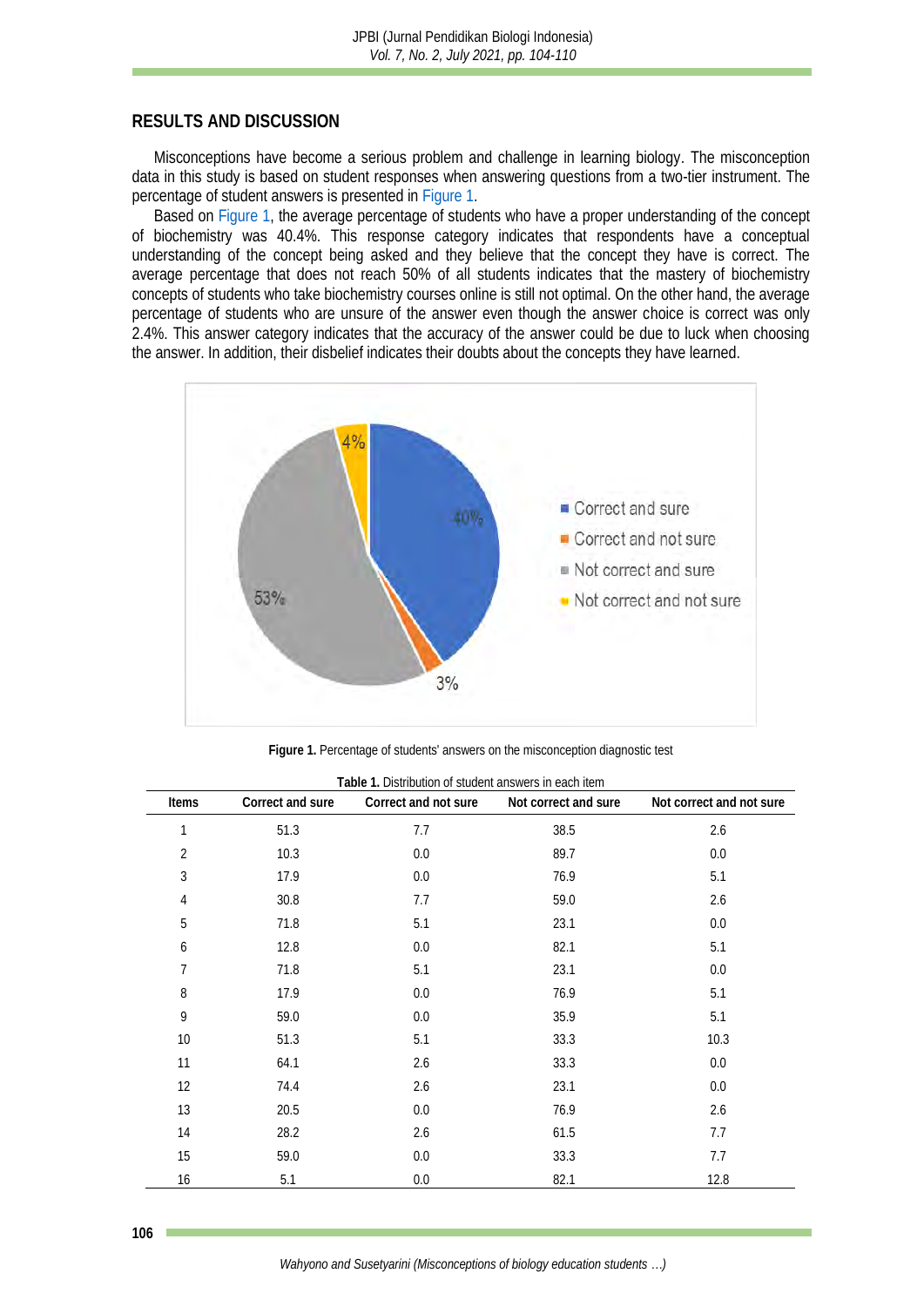## RESULTS AND DISCUSSION

Misconceptions have become a serious problem and challenge in learning biology. The misconception data in this study is based on student responses when answering questions from a two-tier instrument. The percentage of student answers is presented in Figure 1.

Based on Figure 1, the average percentage of students who have a proper understanding of the concept of biochemistry was 40.4%. This response category indicates that respondents have a conceptual understanding of the concept being asked and they believe that the concept they have is correct. The average percentage that does not reach 50% of all students indicates that the mastery of biochemistry concepts of students who take biochemistry courses online is still not optimal. On the other hand, the average percentage of students who are unsure of the answer even though the answer choice is correct was only 2.4%. This answer category indicates that the accuracy of the answer could be due to luck when choosing the answer. In addition, their disbelief indicates their doubts about the concepts they have learned.

**Figure 1.** Percentage of students' answers on the misconception diagnostic test

**Table 1.** Distribution of student answers in each item

| Items | Correct and sure | Correct and not sure | Not correct and sure | Not correct and not sure |
|---|---|---|---|---|
| 1 | 51.3 | 7.7 | 38.5 | 2.6 |
| 2 | 10.3 | 0.0 | 89.7 | 0.0 |
| 3 | 17.9 | 0.0 | 76.9 | 5.1 |
| 4 | 30.8 | 7.7 | 59.0 | 2.6 |
| 5 | 71.8 | 5.1 | 23.1 | 0.0 |
| 6 | 12.8 | 0.0 | 82.1 | 5.1 |
| 7 | 71.8 | 5.1 | 23.1 | 0.0 |
| 8 | 17.9 | 0.0 | 76.9 | 5.1 |
| 9 | 59.0 | 0.0 | 35.9 | 5.1 |
| 10 | 51.3 | 5.1 | 33.3 | 10.3 |
| 11 | 64.1 | 2.6 | 33.3 | 0.0 |
| 12 | 74.4 | 2.6 | 23.1 | 0.0 |
| 13 | 20.5 | 0.0 | 76.9 | 2.6 |
| 14 | 28.2 | 2.6 | 61.5 | 7.7 |
| 15 | 59.0 | 0.0 | 33.3 | 7.7 |
| 16 | 5.1 | 0.0 | 82.1 | 12.8 |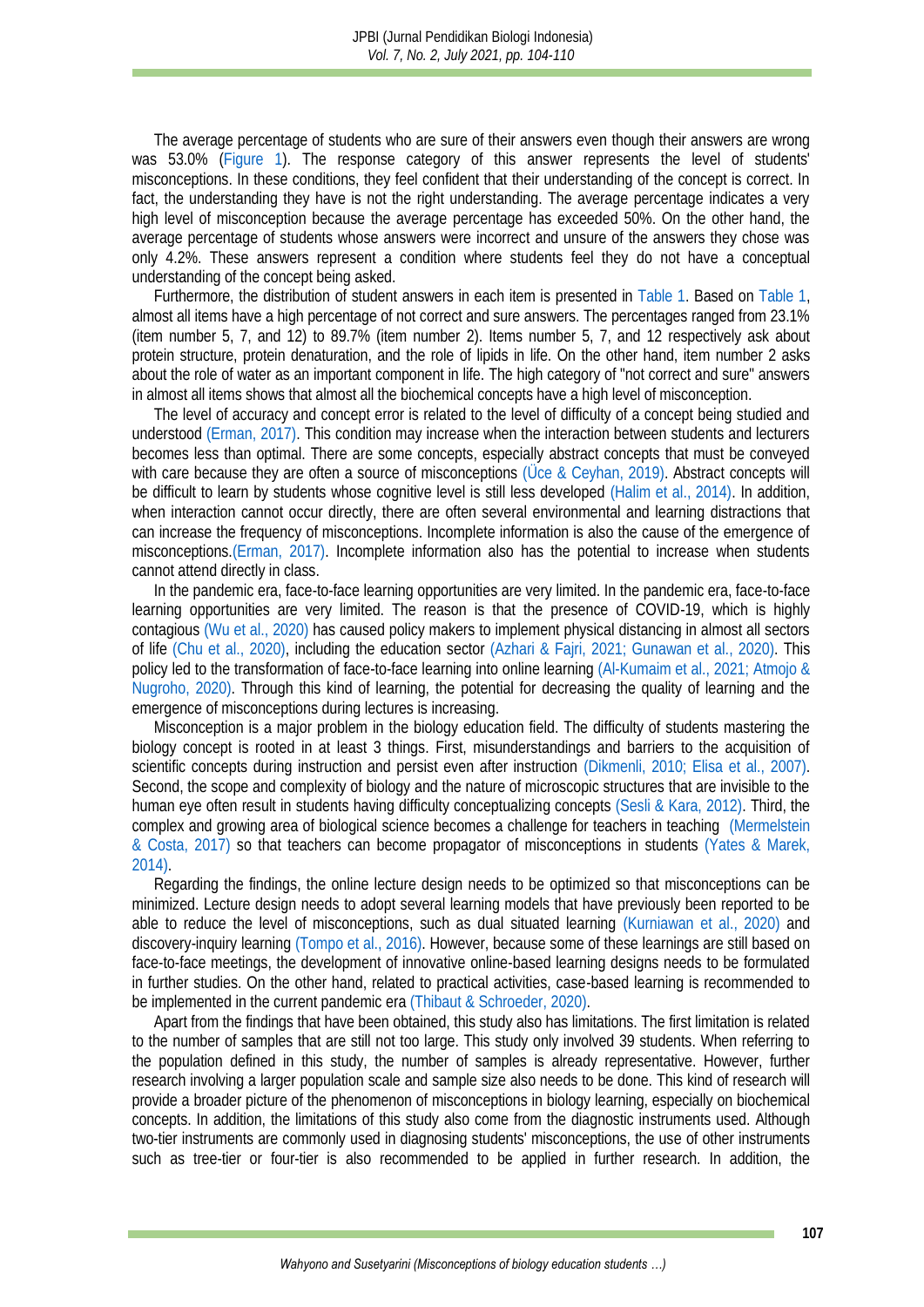The average percentage of students who are sure of their answers even though their answers are wrong was 53.0% (Figure 1). The response category of this answer represents the level of students' misconceptions. In these conditions, they feel confident that their understanding of the concept is correct. In fact, the understanding they have is not the right understanding. The average percentage indicates a very high level of misconception because the average percentage has exceeded 50%. On the other hand, the average percentage of students whose answers were incorrect and unsure of the answers they chose was only 4.2%. These answers represent a condition where students feel they do not have a conceptual understanding of the concept being asked.

Furthermore, the distribution of student answers in each item is presented in Table 1. Based on Table 1, almost all items have a high percentage of not correct and sure answers. The percentages ranged from 23.1% (item number 5, 7, and 12) to 89.7% (item number 2). Items number 5, 7, and 12 respectively ask about protein structure, protein denaturation, and the role of lipids in life. On the other hand, item number 2 asks about the role of water as an important component in life. The high category of "not correct and sure" answers in almost all items shows that almost all the biochemical concepts have a high level of misconception.

The level of accuracy and concept error is related to the level of difficulty of a concept being studied and understood (Erman, 2017). This condition may increase when the interaction between students and lecturers becomes less than optimal. There are some concepts, especially abstract concepts that must be conveyed with care because they are often a source of misconceptions (Üce & Ceyhan, 2019). Abstract concepts will be difficult to learn by students whose cognitive level is still less developed (Halim et al., 2014). In addition, when interaction cannot occur directly, there are often several environmental and learning distractions that can increase the frequency of misconceptions. Incomplete information is also the cause of the emergence of misconceptions.(Erman, 2017). Incomplete information also has the potential to increase when students cannot attend directly in class.

In the pandemic era, face-to-face learning opportunities are very limited. In the pandemic era, face-to-face learning opportunities are very limited. The reason is that the presence of COVID-19, which is highly contagious (Wu et al., 2020) has caused policy makers to implement physical distancing in almost all sectors of life (Chu et al., 2020), including the education sector (Azhari & Fajri, 2021; Gunawan et al., 2020). This policy led to the transformation of face-to-face learning into online learning (Al-Kumaim et al., 2021; Atmojo & Nugroho, 2020). Through this kind of learning, the potential for decreasing the quality of learning and the emergence of misconceptions during lectures is increasing.

Misconception is a major problem in the biology education field. The difficulty of students mastering the biology concept is rooted in at least 3 things. First, misunderstandings and barriers to the acquisition of scientific concepts during instruction and persist even after instruction (Dikmenli, 2010; Elisa et al., 2007). Second, the scope and complexity of biology and the nature of microscopic structures that are invisible to the human eye often result in students having difficulty conceptualizing concepts (Sesli & Kara, 2012). Third, the complex and growing area of biological science becomes a challenge for teachers in teaching (Mermelstein & Costa, 2017) so that teachers can become propagator of misconceptions in students (Yates & Marek, 2014).

Regarding the findings, the online lecture design needs to be optimized so that misconceptions can be minimized. Lecture design needs to adopt several learning models that have previously been reported to be able to reduce the level of misconceptions, such as dual situated learning (Kurniawan et al., 2020) and discovery-inquiry learning (Tompo et al., 2016). However, because some of these learnings are still based on face-to-face meetings, the development of innovative online-based learning designs needs to be formulated in further studies. On the other hand, related to practical activities, case-based learning is recommended to be implemented in the current pandemic era (Thibaut & Schroeder, 2020).

Apart from the findings that have been obtained, this study also has limitations. The first limitation is related to the number of samples that are still not too large. This study only involved 39 students. When referring to the population defined in this study, the number of samples is already representative. However, further research involving a larger population scale and sample size also needs to be done. This kind of research will provide a broader picture of the phenomenon of misconceptions in biology learning, especially on biochemical concepts. In addition, the limitations of this study also come from the diagnostic instruments used. Although two-tier instruments are commonly used in diagnosing students' misconceptions, the use of other instruments such as tree-tier or four-tier is also recommended to be applied in further research. In addition, the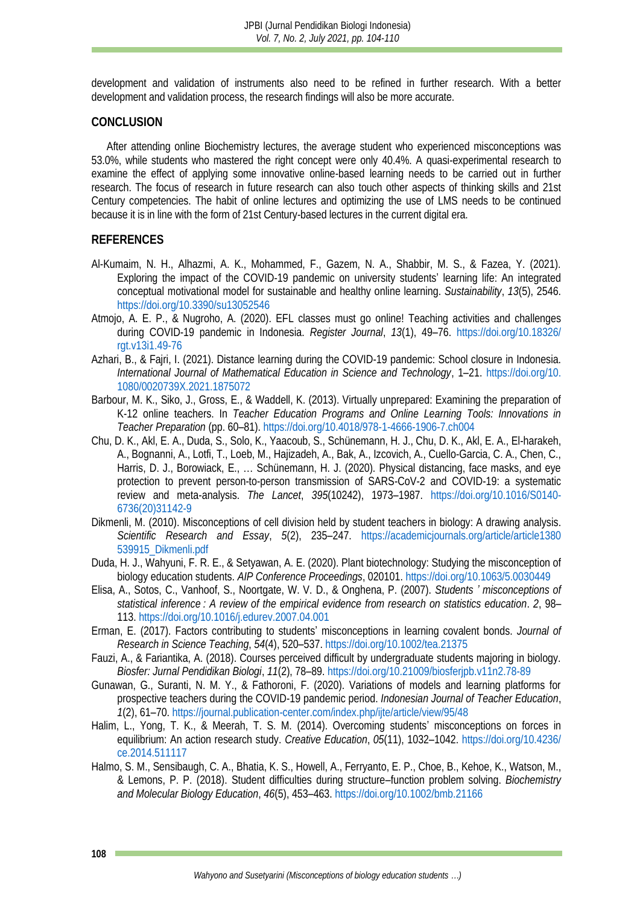development and validation of instruments also need to be refined in further research. With a better development and validation process, the research findings will also be more accurate.

## CONCLUSION

After attending online Biochemistry lectures, the average student who experienced misconceptions was 53.0%, while students who mastered the right concept were only 40.4%. A quasi-experimental research to examine the effect of applying some innovative online-based learning needs to be carried out in further research. The focus of research in future research can also touch other aspects of thinking skills and 21st Century competencies. The habit of online lectures and optimizing the use of LMS needs to be continued because it is in line with the form of 21st Century-based lectures in the current digital era.

## REFERENCES

Al-Kumaim, N. H., Alhazmi, A. K., Mohammed, F., Gazem, N. A., Shabbir, M. S., & Fazea, Y. (2021). Exploring the impact of the COVID-19 pandemic on university students' learning life: An integrated conceptual motivational model for sustainable and healthy online learning. *Sustainability*, *13*(5), 2546. https://doi.org/10.3390/su13052546

Atmojo, A. E. P., & Nugroho, A. (2020). EFL classes must go online! Teaching activities and challenges during COVID-19 pandemic in Indonesia. *Register Journal*, *13*(1), 49–76. https://doi.org/10.18326/rgt.v13i1.49-76

Azhari, B., & Fajri, I. (2021). Distance learning during the COVID-19 pandemic: School closure in Indonesia. *International Journal of Mathematical Education in Science and Technology*, 1–21. https://doi.org/10.1080/0020739X.2021.1875072

Barbour, M. K., Siko, J., Gross, E., & Waddell, K. (2013). Virtually unprepared: Examining the preparation of K-12 online teachers. In *Teacher Education Programs and Online Learning Tools: Innovations in Teacher Preparation* (pp. 60–81). https://doi.org/10.4018/978-1-4666-1906-7.ch004

Chu, D. K., Akl, E. A., Duda, S., Solo, K., Yaacoub, S., Schünemann, H. J., Chu, D. K., Akl, E. A., El-harakeh, A., Bognanni, A., Lotfi, T., Loeb, M., Hajizadeh, A., Bak, A., Izcovich, A., Cuello-Garcia, C. A., Chen, C., Harris, D. J., Borowiack, E., … Schünemann, H. J. (2020). Physical distancing, face masks, and eye protection to prevent person-to-person transmission of SARS-CoV-2 and COVID-19: a systematic review and meta-analysis. *The Lancet*, *395*(10242), 1973–1987. https://doi.org/10.1016/S0140-6736(20)31142-9

Dikmenli, M. (2010). Misconceptions of cell division held by student teachers in biology: A drawing analysis. *Scientific Research and Essay*, *5*(2), 235–247. https://academicjournals.org/article/article1380539915_Dikmenli.pdf

Duda, H. J., Wahyuni, F. R. E., & Setyawan, A. E. (2020). Plant biotechnology: Studying the misconception of biology education students. *AIP Conference Proceedings*, 020101. https://doi.org/10.1063/5.0030449

Elisa, A., Sotos, C., Vanhoof, S., Noortgate, W. V. D., & Onghena, P. (2007). *Students ' misconceptions of statistical inference : A review of the empirical evidence from research on statistics education*. *2*, 98–113. https://doi.org/10.1016/j.edurev.2007.04.001

Erman, E. (2017). Factors contributing to students' misconceptions in learning covalent bonds. *Journal of Research in Science Teaching*, *54*(4), 520–537. https://doi.org/10.1002/tea.21375

Fauzi, A., & Fariantika, A. (2018). Courses perceived difficult by undergraduate students majoring in biology. *Biosfer: Jurnal Pendidikan Biologi*, *11*(2), 78–89. https://doi.org/10.21009/biosferjpb.v11n2.78-89

Gunawan, G., Suranti, N. M. Y., & Fathoroni, F. (2020). Variations of models and learning platforms for prospective teachers during the COVID-19 pandemic period. *Indonesian Journal of Teacher Education*, *1*(2), 61–70. https://journal.publication-center.com/index.php/ijte/article/view/95/48

Halim, L., Yong, T. K., & Meerah, T. S. M. (2014). Overcoming students' misconceptions on forces in equilibrium: An action research study. *Creative Education*, *05*(11), 1032–1042. https://doi.org/10.4236/ce.2014.511117

Halmo, S. M., Sensibaugh, C. A., Bhatia, K. S., Howell, A., Ferryanto, E. P., Choe, B., Kehoe, K., Watson, M., & Lemons, P. P. (2018). Student difficulties during structure–function problem solving. *Biochemistry and Molecular Biology Education*, *46*(5), 453–463. https://doi.org/10.1002/bmb.21166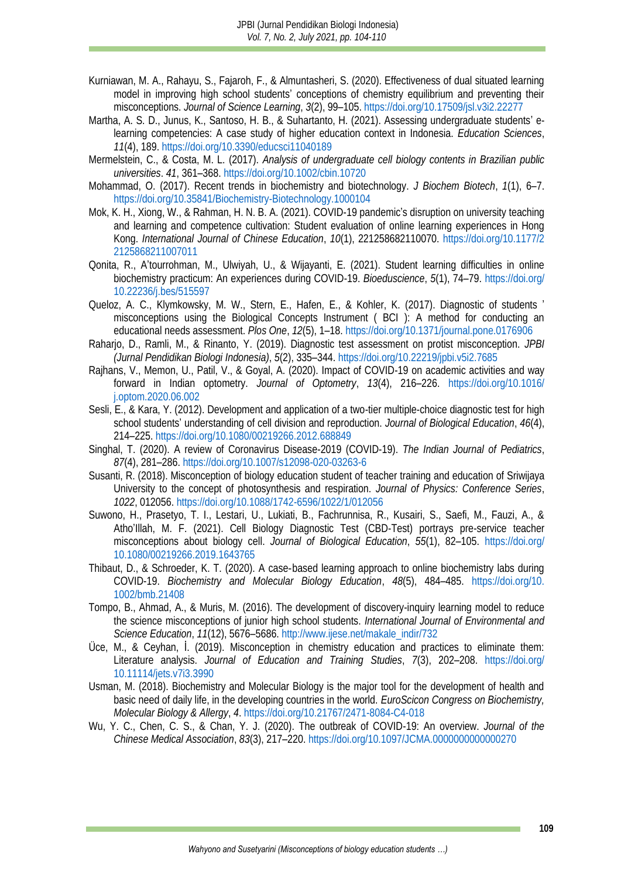Kurniawan, M. A., Rahayu, S., Fajaroh, F., & Almuntasheri, S. (2020). Effectiveness of dual situated learning model in improving high school students' conceptions of chemistry equilibrium and preventing their misconceptions. *Journal of Science Learning*, *3*(2), 99–105. https://doi.org/10.17509/jsl.v3i2.22277

Martha, A. S. D., Junus, K., Santoso, H. B., & Suhartanto, H. (2021). Assessing undergraduate students' e-learning competencies: A case study of higher education context in Indonesia. *Education Sciences*, *11*(4), 189. https://doi.org/10.3390/educsci11040189

Mermelstein, C., & Costa, M. L. (2017). *Analysis of undergraduate cell biology contents in Brazilian public universities*. *41*, 361–368. https://doi.org/10.1002/cbin.10720

Mohammad, O. (2017). Recent trends in biochemistry and biotechnology. *J Biochem Biotech*, *1*(1), 6–7. https://doi.org/10.35841/Biochemistry-Biotechnology.1000104

Mok, K. H., Xiong, W., & Rahman, H. N. B. A. (2021). COVID-19 pandemic's disruption on university teaching and learning and competence cultivation: Student evaluation of online learning experiences in Hong Kong. *International Journal of Chinese Education*, *10*(1), 221258682110070. https://doi.org/10.1177/22125868211007011

Qonita, R., A'tourrohman, M., Ulwiyah, U., & Wijayanti, E. (2021). Student learning difficulties in online biochemistry practicum: An experiences during COVID-19. *Bioeduscience*, *5*(1), 74–79. https://doi.org/10.22236/j.bes/515597

Queloz, A. C., Klymkowsky, M. W., Stern, E., Hafen, E., & Kohler, K. (2017). Diagnostic of students ' misconceptions using the Biological Concepts Instrument ( BCI ): A method for conducting an educational needs assessment. *Plos One*, *12*(5), 1–18. https://doi.org/10.1371/journal.pone.0176906

Raharjo, D., Ramli, M., & Rinanto, Y. (2019). Diagnostic test assessment on protist misconception. *JPBI (Jurnal Pendidikan Biologi Indonesia)*, *5*(2), 335–344. https://doi.org/10.22219/jpbi.v5i2.7685

Rajhans, V., Memon, U., Patil, V., & Goyal, A. (2020). Impact of COVID-19 on academic activities and way forward in Indian optometry. *Journal of Optometry*, *13*(4), 216–226. https://doi.org/10.1016/j.optom.2020.06.002

Sesli, E., & Kara, Y. (2012). Development and application of a two-tier multiple-choice diagnostic test for high school students' understanding of cell division and reproduction. *Journal of Biological Education*, *46*(4), 214–225. https://doi.org/10.1080/00219266.2012.688849

Singhal, T. (2020). A review of Coronavirus Disease-2019 (COVID-19). *The Indian Journal of Pediatrics*, *87*(4), 281–286. https://doi.org/10.1007/s12098-020-03263-6

Susanti, R. (2018). Misconception of biology education student of teacher training and education of Sriwijaya University to the concept of photosynthesis and respiration. *Journal of Physics: Conference Series*, *1022*, 012056. https://doi.org/10.1088/1742-6596/1022/1/012056

Suwono, H., Prasetyo, T. I., Lestari, U., Lukiati, B., Fachrunnisa, R., Kusairi, S., Saefi, M., Fauzi, A., & Atho'Illah, M. F. (2021). Cell Biology Diagnostic Test (CBD-Test) portrays pre-service teacher misconceptions about biology cell. *Journal of Biological Education*, *55*(1), 82–105. https://doi.org/10.1080/00219266.2019.1643765

Thibaut, D., & Schroeder, K. T. (2020). A case-based learning approach to online biochemistry labs during COVID-19. *Biochemistry and Molecular Biology Education*, *48*(5), 484–485. https://doi.org/10.1002/bmb.21408

Tompo, B., Ahmad, A., & Muris, M. (2016). The development of discovery-inquiry learning model to reduce the science misconceptions of junior high school students. *International Journal of Environmental and Science Education*, *11*(12), 5676–5686. http://www.ijese.net/makale_indir/732

Üce, M., & Ceyhan, İ. (2019). Misconception in chemistry education and practices to eliminate them: Literature analysis. *Journal of Education and Training Studies*, *7*(3), 202–208. https://doi.org/10.11114/jets.v7i3.3990

Usman, M. (2018). Biochemistry and Molecular Biology is the major tool for the development of health and basic need of daily life, in the developing countries in the world. *EuroScicon Congress on Biochemistry, Molecular Biology & Allergy*, *4*. https://doi.org/10.21767/2471-8084-C4-018

Wu, Y. C., Chen, C. S., & Chan, Y. J. (2020). The outbreak of COVID-19: An overview. *Journal of the Chinese Medical Association*, *83*(3), 217–220. https://doi.org/10.1097/JCMA.0000000000000270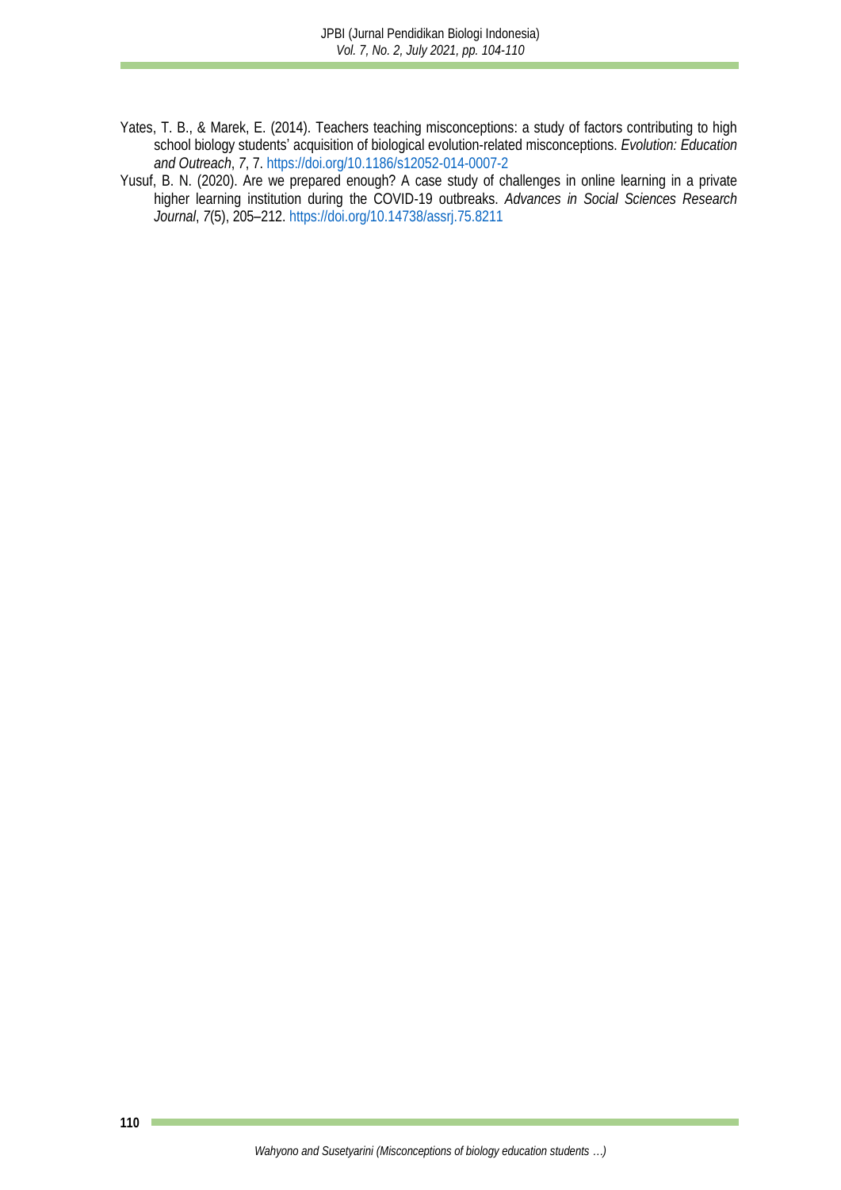Yates, T. B., & Marek, E. (2014). Teachers teaching misconceptions: a study of factors contributing to high school biology students' acquisition of biological evolution-related misconceptions. *Evolution: Education and Outreach*, *7*, 7. https://doi.org/10.1186/s12052-014-0007-2

Yusuf, B. N. (2020). Are we prepared enough? A case study of challenges in online learning in a private higher learning institution during the COVID-19 outbreaks. *Advances in Social Sciences Research Journal*, *7*(5), 205–212. https://doi.org/10.14738/assrj.75.8211